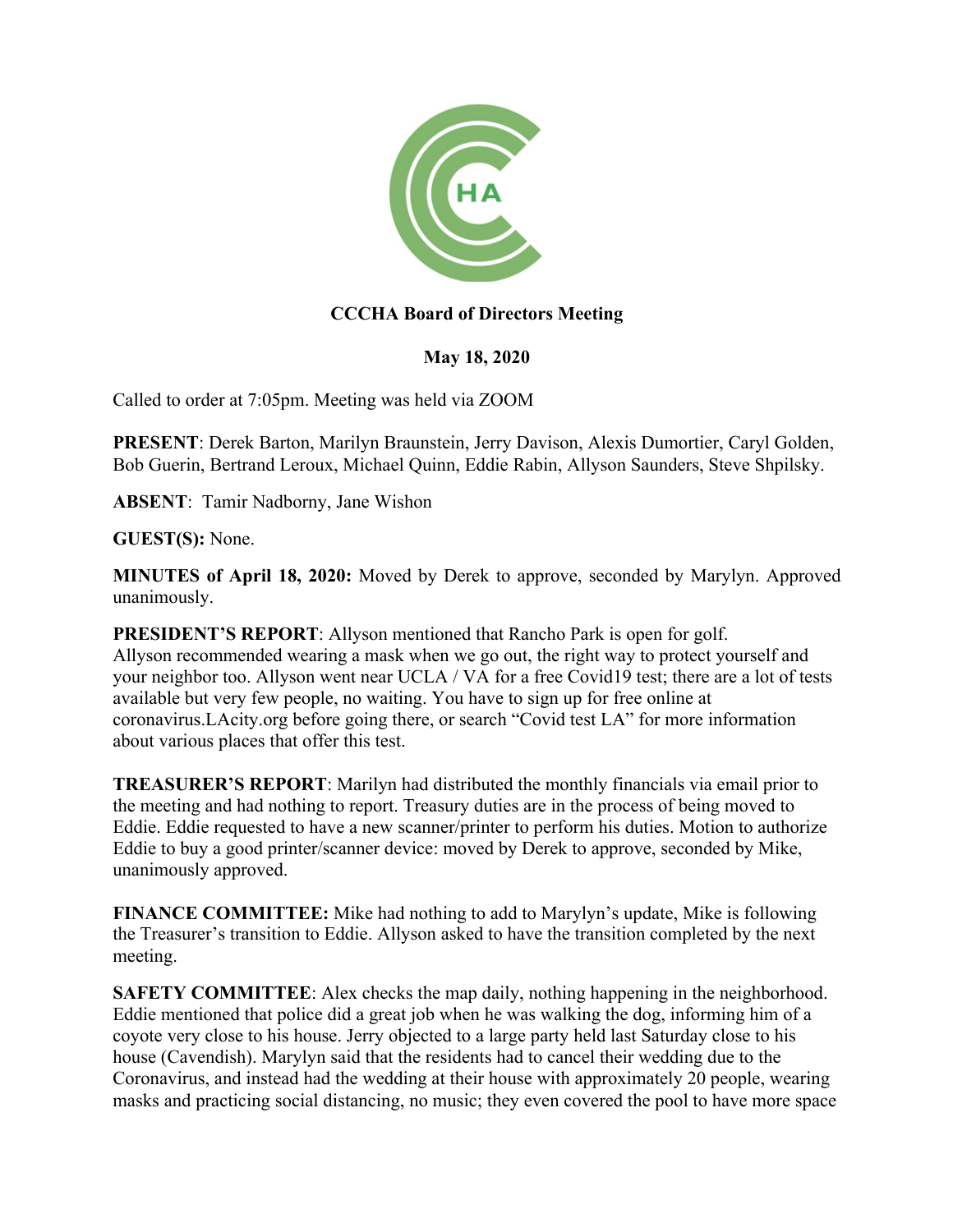**CCCHA Board of Directors Meeting**

**May 18, 2020**

Called to order at 7:05pm. Meeting was held via ZOOM

**PRESENT**: Derek Barton, Marilyn Braunstein, Jerry Davison, Alexis Dumortier, Caryl Golden, Bob Guerin, Bertrand Leroux, Michael Quinn, Eddie Rabin, Allyson Saunders, Steve Shpilsky.

**ABSENT**: Tamir Nadborny, Jane Wishon

**GUEST(S):** None.

**MINUTES of April 18, 2020:** Moved by Derek to approve, seconded by Marylyn. Approved unanimously.

**PRESIDENT'S REPORT**: Allyson mentioned that Rancho Park is open for golf. Allyson recommended wearing a mask when we go out, the right way to protect yourself and your neighbor too. Allyson went near UCLA / VA for a free Covid19 test; there are a lot of tests available but very few people, no waiting. You have to sign up for free online at coronavirus.LAcity.org before going there, or search "Covid test LA" for more information about various places that offer this test.

**TREASURER'S REPORT**: Marilyn had distributed the monthly financials via email prior to the meeting and had nothing to report. Treasury duties are in the process of being moved to Eddie. Eddie requested to have a new scanner/printer to perform his duties. Motion to authorize Eddie to buy a good printer/scanner device: moved by Derek to approve, seconded by Mike, unanimously approved.

**FINANCE COMMITTEE:** Mike had nothing to add to Marylyn's update, Mike is following the Treasurer's transition to Eddie. Allyson asked to have the transition completed by the next meeting.

**SAFETY COMMITTEE**: Alex checks the map daily, nothing happening in the neighborhood. Eddie mentioned that police did a great job when he was walking the dog, informing him of a coyote very close to his house. Jerry objected to a large party held last Saturday close to his house (Cavendish). Marylyn said that the residents had to cancel their wedding due to the Coronavirus, and instead had the wedding at their house with approximately 20 people, wearing masks and practicing social distancing, no music; they even covered the pool to have more space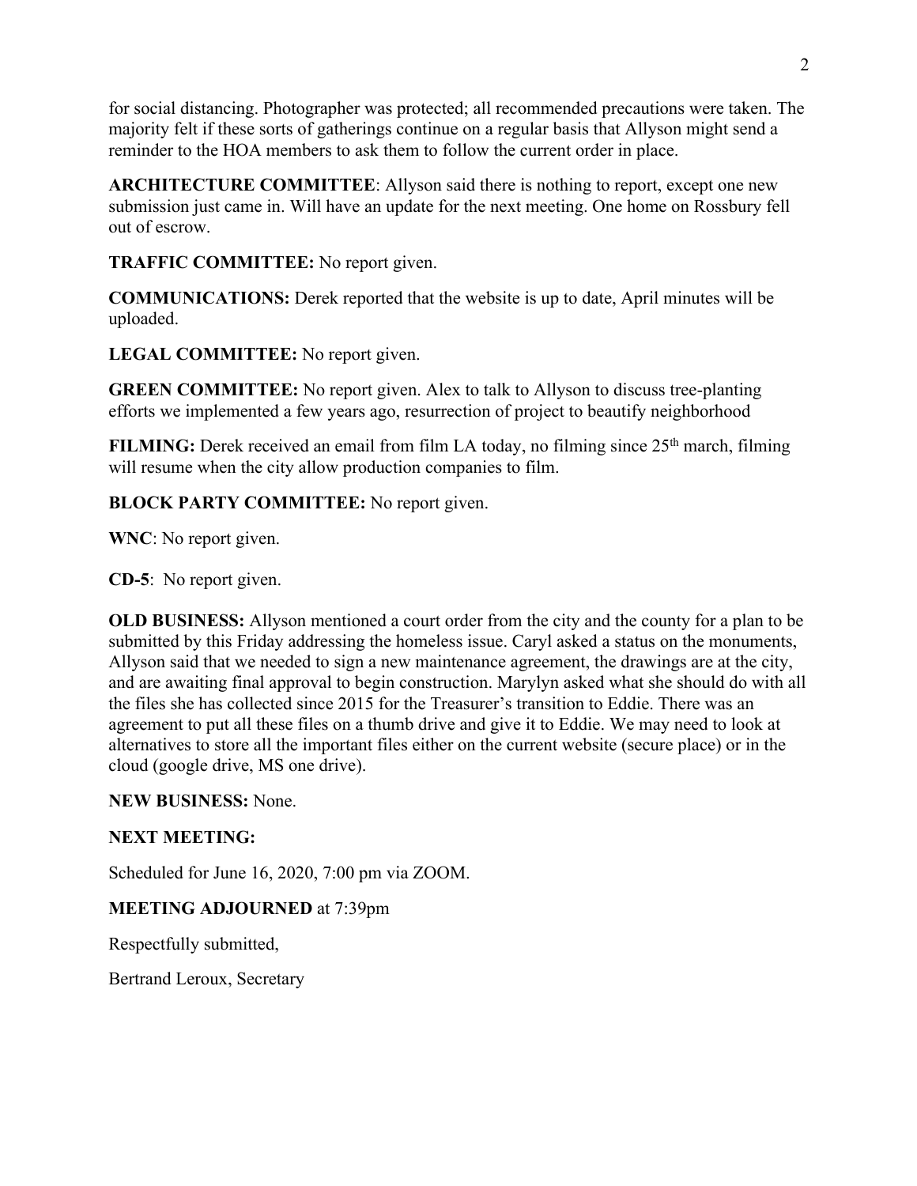for social distancing. Photographer was protected; all recommended precautions were taken. The majority felt if these sorts of gatherings continue on a regular basis that Allyson might send a reminder to the HOA members to ask them to follow the current order in place.

**ARCHITECTURE COMMITTEE**: Allyson said there is nothing to report, except one new submission just came in. Will have an update for the next meeting. One home on Rossbury fell out of escrow.

**TRAFFIC COMMITTEE:** No report given.

**COMMUNICATIONS:** Derek reported that the website is up to date, April minutes will be uploaded.

**LEGAL COMMITTEE:** No report given.

**GREEN COMMITTEE:** No report given. Alex to talk to Allyson to discuss tree-planting efforts we implemented a few years ago, resurrection of project to beautify neighborhood

**FILMING:** Derek received an email from film LA today, no filming since 25th march, filming will resume when the city allow production companies to film.

**BLOCK PARTY COMMITTEE:** No report given.

**WNC**: No report given.

**CD-5**: No report given.

**OLD BUSINESS:** Allyson mentioned a court order from the city and the county for a plan to be submitted by this Friday addressing the homeless issue. Caryl asked a status on the monuments, Allyson said that we needed to sign a new maintenance agreement, the drawings are at the city, and are awaiting final approval to begin construction. Marylyn asked what she should do with all the files she has collected since 2015 for the Treasurer's transition to Eddie. There was an agreement to put all these files on a thumb drive and give it to Eddie. We may need to look at alternatives to store all the important files either on the current website (secure place) or in the cloud (google drive, MS one drive).

**NEW BUSINESS:** None.

**NEXT MEETING:**

Scheduled for June 16, 2020, 7:00 pm via ZOOM.

**MEETING ADJOURNED** at 7:39pm

Respectfully submitted,

Bertrand Leroux, Secretary